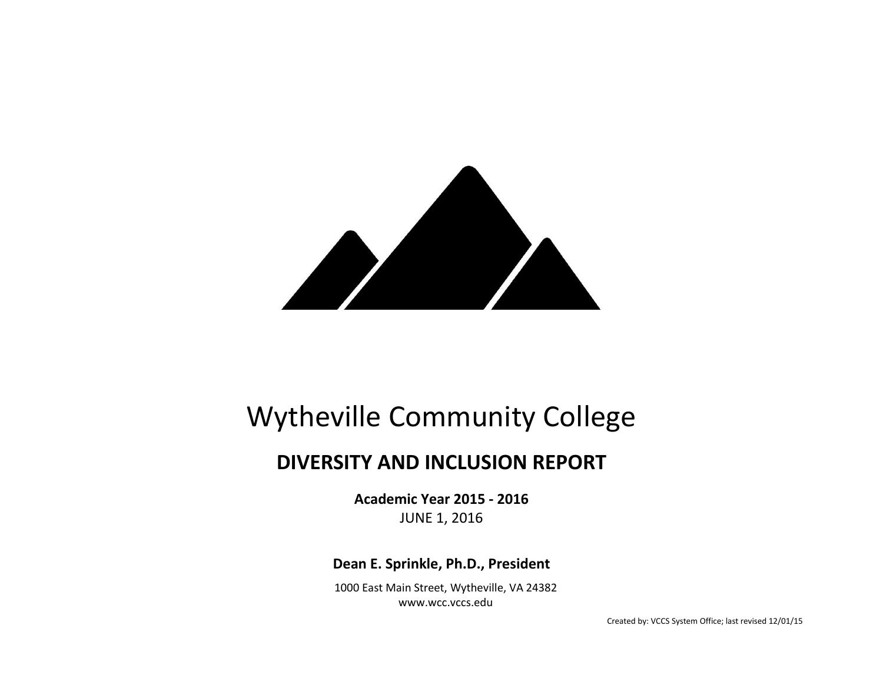# Wytheville Community College

## DIVERSITY AND INCLUSION REPORT

**Academic Year 2015 - 2016**

JUNE 1, 2016

**Dean E. Sprinkle, Ph.D., President**

1000 East Main Street, Wytheville, VA 24382
www.wcc.vccs.edu

Created by: VCCS System Office; last revised 12/01/15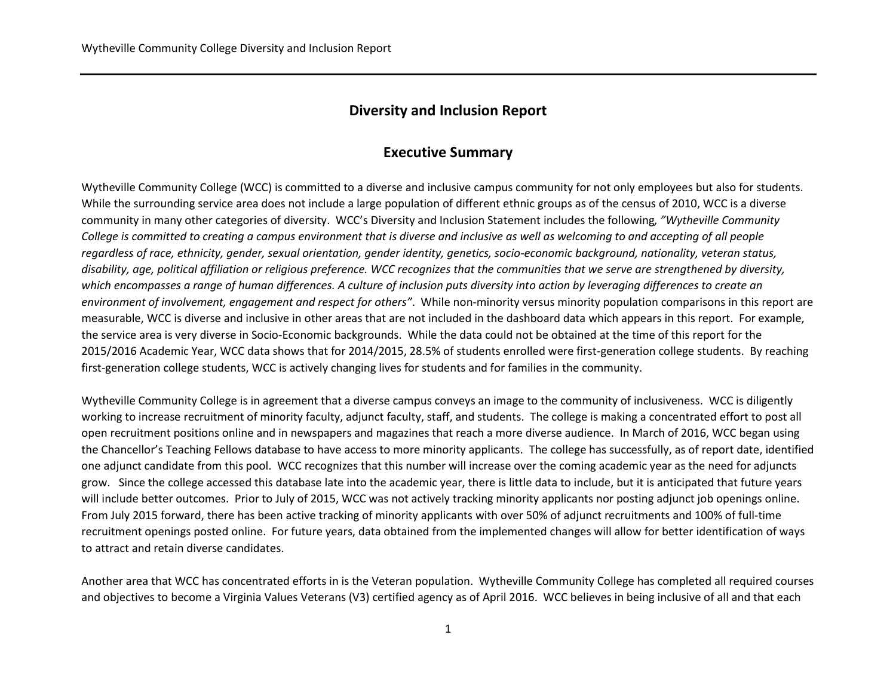## Diversity and Inclusion Report

## Executive Summary

Wytheville Community College (WCC) is committed to a diverse and inclusive campus community for not only employees but also for students. While the surrounding service area does not include a large population of different ethnic groups as of the census of 2010, WCC is a diverse community in many other categories of diversity. WCC's Diversity and Inclusion Statement includes the following*, "Wytheville Community College is committed to creating a campus environment that is diverse and inclusive as well as welcoming to and accepting of all people regardless of race, ethnicity, gender, sexual orientation, gender identity, genetics, socio-economic background, nationality, veteran status, disability, age, political affiliation or religious preference. WCC recognizes that the communities that we serve are strengthened by diversity, which encompasses a range of human differences. A culture of inclusion puts diversity into action by leveraging differences to create an environment of involvement, engagement and respect for others"*. While non-minority versus minority population comparisons in this report are measurable, WCC is diverse and inclusive in other areas that are not included in the dashboard data which appears in this report. For example, the service area is very diverse in Socio-Economic backgrounds. While the data could not be obtained at the time of this report for the 2015/2016 Academic Year, WCC data shows that for 2014/2015, 28.5% of students enrolled were first-generation college students. By reaching first-generation college students, WCC is actively changing lives for students and for families in the community.

Wytheville Community College is in agreement that a diverse campus conveys an image to the community of inclusiveness. WCC is diligently working to increase recruitment of minority faculty, adjunct faculty, staff, and students. The college is making a concentrated effort to post all open recruitment positions online and in newspapers and magazines that reach a more diverse audience. In March of 2016, WCC began using the Chancellor's Teaching Fellows database to have access to more minority applicants. The college has successfully, as of report date, identified one adjunct candidate from this pool. WCC recognizes that this number will increase over the coming academic year as the need for adjuncts grow. Since the college accessed this database late into the academic year, there is little data to include, but it is anticipated that future years will include better outcomes. Prior to July of 2015, WCC was not actively tracking minority applicants nor posting adjunct job openings online. From July 2015 forward, there has been active tracking of minority applicants with over 50% of adjunct recruitments and 100% of full-time recruitment openings posted online. For future years, data obtained from the implemented changes will allow for better identification of ways to attract and retain diverse candidates.

Another area that WCC has concentrated efforts in is the Veteran population. Wytheville Community College has completed all required courses and objectives to become a Virginia Values Veterans (V3) certified agency as of April 2016. WCC believes in being inclusive of all and that each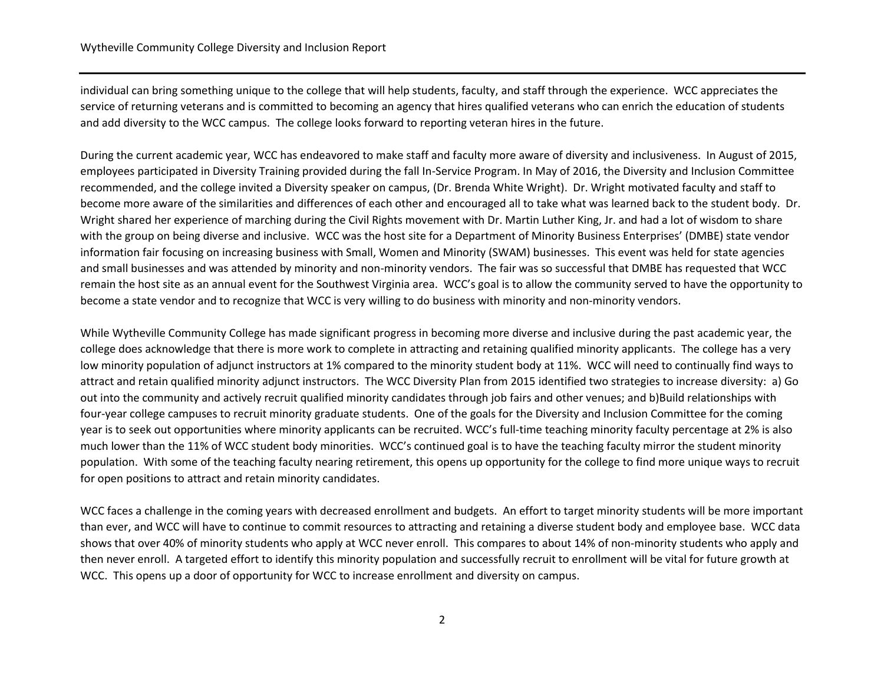individual can bring something unique to the college that will help students, faculty, and staff through the experience. WCC appreciates the service of returning veterans and is committed to becoming an agency that hires qualified veterans who can enrich the education of students and add diversity to the WCC campus. The college looks forward to reporting veteran hires in the future.

During the current academic year, WCC has endeavored to make staff and faculty more aware of diversity and inclusiveness. In August of 2015, employees participated in Diversity Training provided during the fall In-Service Program. In May of 2016, the Diversity and Inclusion Committee recommended, and the college invited a Diversity speaker on campus, (Dr. Brenda White Wright). Dr. Wright motivated faculty and staff to become more aware of the similarities and differences of each other and encouraged all to take what was learned back to the student body. Dr. Wright shared her experience of marching during the Civil Rights movement with Dr. Martin Luther King, Jr. and had a lot of wisdom to share with the group on being diverse and inclusive. WCC was the host site for a Department of Minority Business Enterprises' (DMBE) state vendor information fair focusing on increasing business with Small, Women and Minority (SWAM) businesses. This event was held for state agencies and small businesses and was attended by minority and non-minority vendors. The fair was so successful that DMBE has requested that WCC remain the host site as an annual event for the Southwest Virginia area. WCC's goal is to allow the community served to have the opportunity to become a state vendor and to recognize that WCC is very willing to do business with minority and non-minority vendors.

While Wytheville Community College has made significant progress in becoming more diverse and inclusive during the past academic year, the college does acknowledge that there is more work to complete in attracting and retaining qualified minority applicants. The college has a very low minority population of adjunct instructors at 1% compared to the minority student body at 11%. WCC will need to continually find ways to attract and retain qualified minority adjunct instructors. The WCC Diversity Plan from 2015 identified two strategies to increase diversity: a) Go out into the community and actively recruit qualified minority candidates through job fairs and other venues; and b)Build relationships with four-year college campuses to recruit minority graduate students. One of the goals for the Diversity and Inclusion Committee for the coming year is to seek out opportunities where minority applicants can be recruited. WCC's full-time teaching minority faculty percentage at 2% is also much lower than the 11% of WCC student body minorities. WCC's continued goal is to have the teaching faculty mirror the student minority population. With some of the teaching faculty nearing retirement, this opens up opportunity for the college to find more unique ways to recruit for open positions to attract and retain minority candidates.

WCC faces a challenge in the coming years with decreased enrollment and budgets. An effort to target minority students will be more important than ever, and WCC will have to continue to commit resources to attracting and retaining a diverse student body and employee base. WCC data shows that over 40% of minority students who apply at WCC never enroll. This compares to about 14% of non-minority students who apply and then never enroll. A targeted effort to identify this minority population and successfully recruit to enrollment will be vital for future growth at WCC. This opens up a door of opportunity for WCC to increase enrollment and diversity on campus.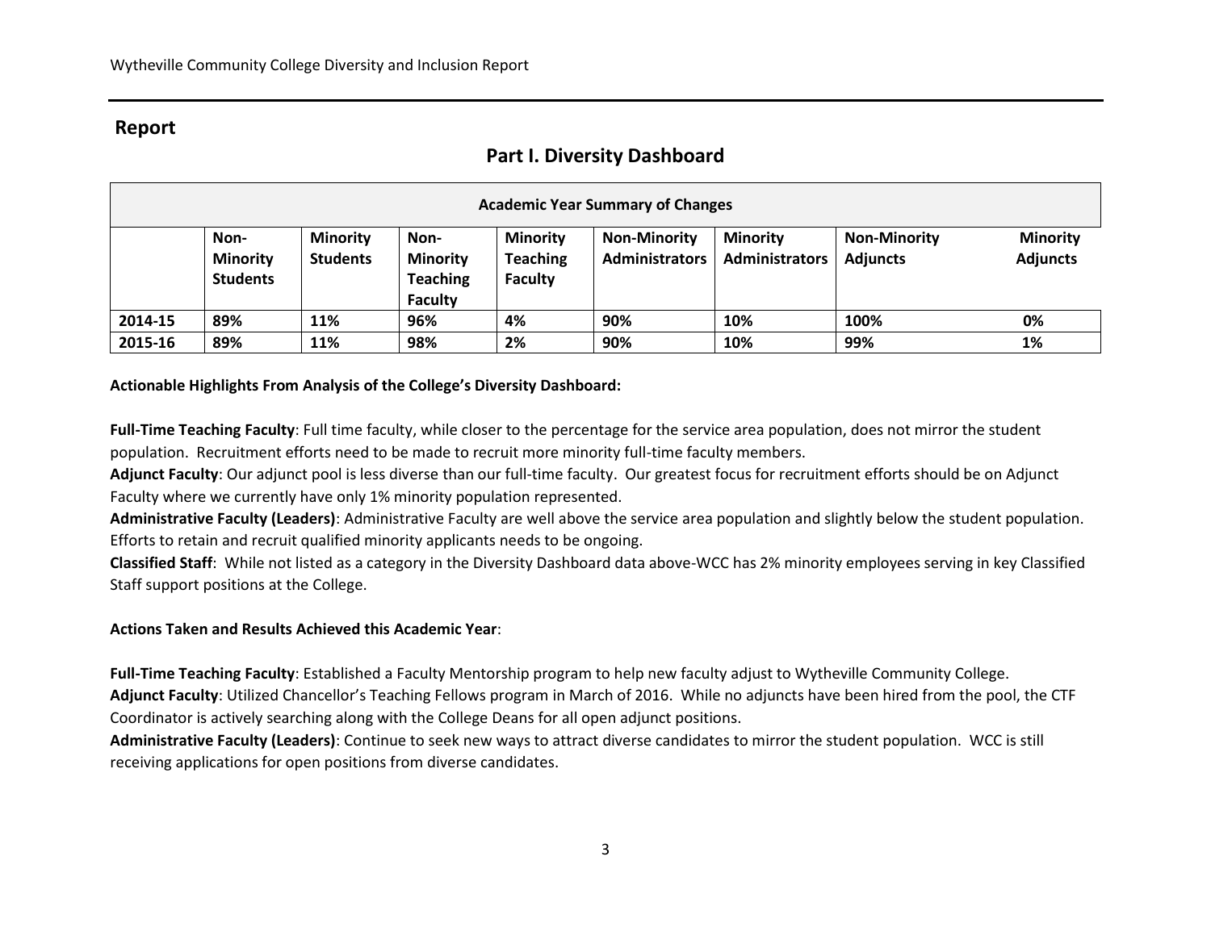## Report

### Part I. Diversity Dashboard

| Academic Year Summary of Changes | | | | | | | | |
|---|---|---|---|---|---|---|---|---|
| | **Non-Minority Students** | **Minority Students** | **Non-Minority Teaching Faculty** | **Minority Teaching Faculty** | **Non-Minority Administrators** | **Minority Administrators** | **Non-Minority Adjuncts** | **Minority Adjuncts** |
| **2014-15** | **89%** | **11%** | **96%** | **4%** | **90%** | **10%** | **100%** | **0%** |
| **2015-16** | **89%** | **11%** | **98%** | **2%** | **90%** | **10%** | **99%** | **1%** |

**Actionable Highlights From Analysis of the College's Diversity Dashboard:**

**Full-Time Teaching Faculty**: Full time faculty, while closer to the percentage for the service area population, does not mirror the student population. Recruitment efforts need to be made to recruit more minority full-time faculty members.

**Adjunct Faculty**: Our adjunct pool is less diverse than our full-time faculty. Our greatest focus for recruitment efforts should be on Adjunct Faculty where we currently have only 1% minority population represented.

**Administrative Faculty (Leaders)**: Administrative Faculty are well above the service area population and slightly below the student population. Efforts to retain and recruit qualified minority applicants needs to be ongoing.

**Classified Staff**: While not listed as a category in the Diversity Dashboard data above-WCC has 2% minority employees serving in key Classified Staff support positions at the College.

**Actions Taken and Results Achieved this Academic Year**:

**Full-Time Teaching Faculty**: Established a Faculty Mentorship program to help new faculty adjust to Wytheville Community College.

**Adjunct Faculty**: Utilized Chancellor's Teaching Fellows program in March of 2016. While no adjuncts have been hired from the pool, the CTF Coordinator is actively searching along with the College Deans for all open adjunct positions.

**Administrative Faculty (Leaders)**: Continue to seek new ways to attract diverse candidates to mirror the student population. WCC is still receiving applications for open positions from diverse candidates.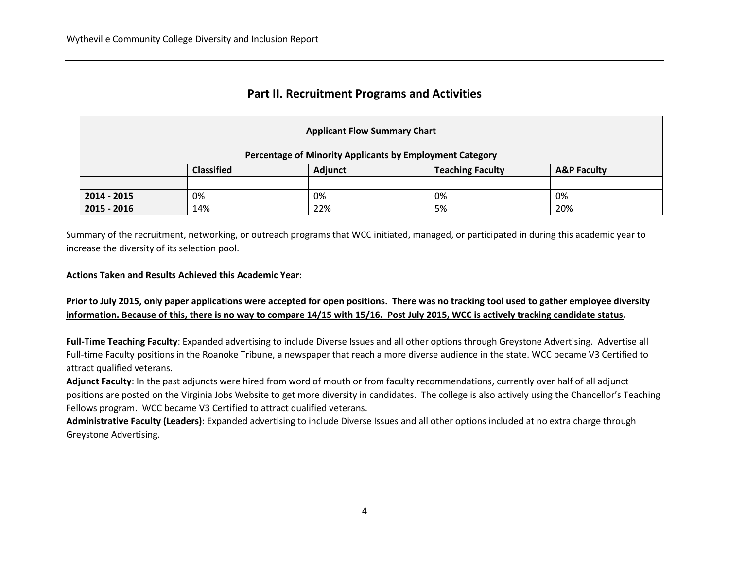## Part II. Recruitment Programs and Activities

| Applicant Flow Summary Chart | | | | |
|---|---|---|---|---|
| **Percentage of Minority Applicants by Employment Category** | | | | |
| | **Classified** | **Adjunct** | **Teaching Faculty** | **A&P Faculty** |
| | | | | |
| **2014 - 2015** | 0% | 0% | 0% | 0% |
| **2015 - 2016** | 14% | 22% | 5% | 20% |

Summary of the recruitment, networking, or outreach programs that WCC initiated, managed, or participated in during this academic year to increase the diversity of its selection pool.

**Actions Taken and Results Achieved this Academic Year**:

**<u>Prior to July 2015, only paper applications were accepted for open positions. There was no tracking tool used to gather employee diversity information. Because of this, there is no way to compare 14/15 with 15/16. Post July 2015, WCC is actively tracking candidate status</u>.**

**Full-Time Teaching Faculty**: Expanded advertising to include Diverse Issues and all other options through Greystone Advertising. Advertise all Full-time Faculty positions in the Roanoke Tribune, a newspaper that reach a more diverse audience in the state. WCC became V3 Certified to attract qualified veterans.

**Adjunct Faculty**: In the past adjuncts were hired from word of mouth or from faculty recommendations, currently over half of all adjunct positions are posted on the Virginia Jobs Website to get more diversity in candidates. The college is also actively using the Chancellor's Teaching Fellows program. WCC became V3 Certified to attract qualified veterans.

**Administrative Faculty (Leaders)**: Expanded advertising to include Diverse Issues and all other options included at no extra charge through Greystone Advertising.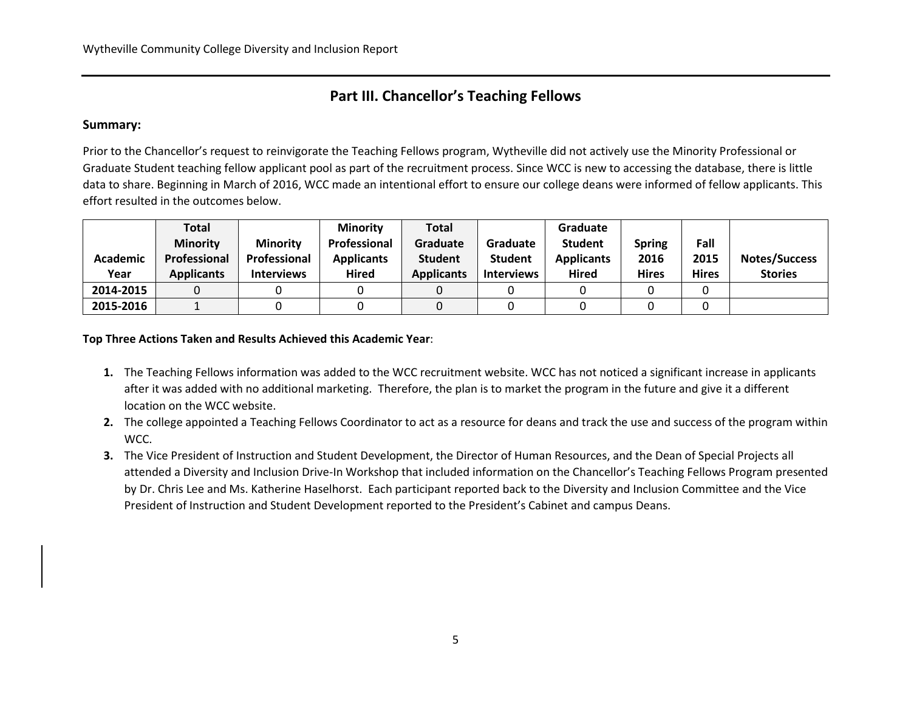## Part III. Chancellor's Teaching Fellows

**Summary:**

Prior to the Chancellor's request to reinvigorate the Teaching Fellows program, Wytheville did not actively use the Minority Professional or Graduate Student teaching fellow applicant pool as part of the recruitment process. Since WCC is new to accessing the database, there is little data to share. Beginning in March of 2016, WCC made an intentional effort to ensure our college deans were informed of fellow applicants. This effort resulted in the outcomes below.

| Academic Year | Total Minority Professional Applicants | Minority Professional Interviews | Minority Professional Applicants Hired | Total Graduate Student Applicants | Graduate Student Interviews | Graduate Student Applicants Hired | Spring 2016 Hires | Fall 2015 Hires | Notes/Success Stories |
|---|---|---|---|---|---|---|---|---|---|
| **2014-2015** | 0 | 0 | 0 | 0 | 0 | 0 | 0 | 0 | |
| **2015-2016** | 1 | 0 | 0 | 0 | 0 | 0 | 0 | 0 | |

**Top Three Actions Taken and Results Achieved this Academic Year**:

1. The Teaching Fellows information was added to the WCC recruitment website. WCC has not noticed a significant increase in applicants after it was added with no additional marketing. Therefore, the plan is to market the program in the future and give it a different location on the WCC website.
2. The college appointed a Teaching Fellows Coordinator to act as a resource for deans and track the use and success of the program within WCC.
3. The Vice President of Instruction and Student Development, the Director of Human Resources, and the Dean of Special Projects all attended a Diversity and Inclusion Drive-In Workshop that included information on the Chancellor's Teaching Fellows Program presented by Dr. Chris Lee and Ms. Katherine Haselhorst. Each participant reported back to the Diversity and Inclusion Committee and the Vice President of Instruction and Student Development reported to the President's Cabinet and campus Deans.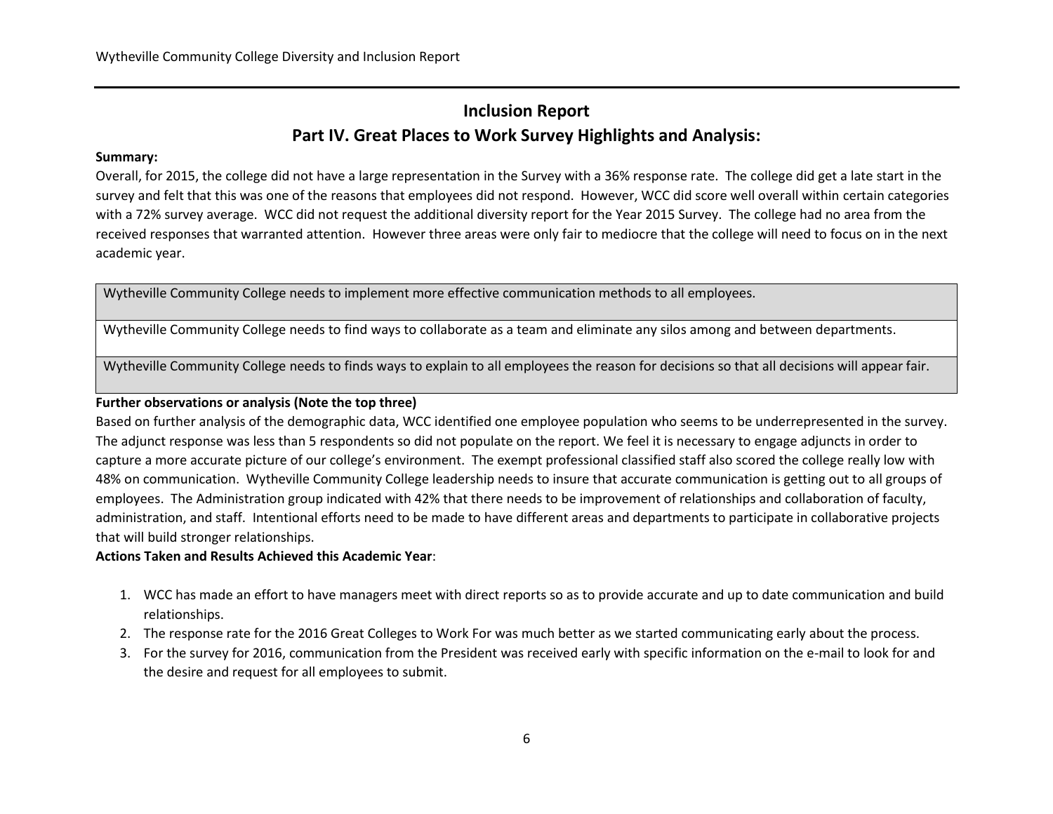## Inclusion Report

## Part IV. Great Places to Work Survey Highlights and Analysis:

**Summary:**

Overall, for 2015, the college did not have a large representation in the Survey with a 36% response rate. The college did get a late start in the survey and felt that this was one of the reasons that employees did not respond. However, WCC did score well overall within certain categories with a 72% survey average. WCC did not request the additional diversity report for the Year 2015 Survey. The college had no area from the received responses that warranted attention. However three areas were only fair to mediocre that the college will need to focus on in the next academic year.

| Wytheville Community College needs to implement more effective communication methods to all employees. |
|---|
| Wytheville Community College needs to find ways to collaborate as a team and eliminate any silos among and between departments. |
| Wytheville Community College needs to finds ways to explain to all employees the reason for decisions so that all decisions will appear fair. |

**Further observations or analysis (Note the top three)**

Based on further analysis of the demographic data, WCC identified one employee population who seems to be underrepresented in the survey. The adjunct response was less than 5 respondents so did not populate on the report. We feel it is necessary to engage adjuncts in order to capture a more accurate picture of our college's environment. The exempt professional classified staff also scored the college really low with 48% on communication. Wytheville Community College leadership needs to insure that accurate communication is getting out to all groups of employees. The Administration group indicated with 42% that there needs to be improvement of relationships and collaboration of faculty, administration, and staff. Intentional efforts need to be made to have different areas and departments to participate in collaborative projects that will build stronger relationships.

**Actions Taken and Results Achieved this Academic Year**:

1. WCC has made an effort to have managers meet with direct reports so as to provide accurate and up to date communication and build relationships.
2. The response rate for the 2016 Great Colleges to Work For was much better as we started communicating early about the process.
3. For the survey for 2016, communication from the President was received early with specific information on the e-mail to look for and the desire and request for all employees to submit.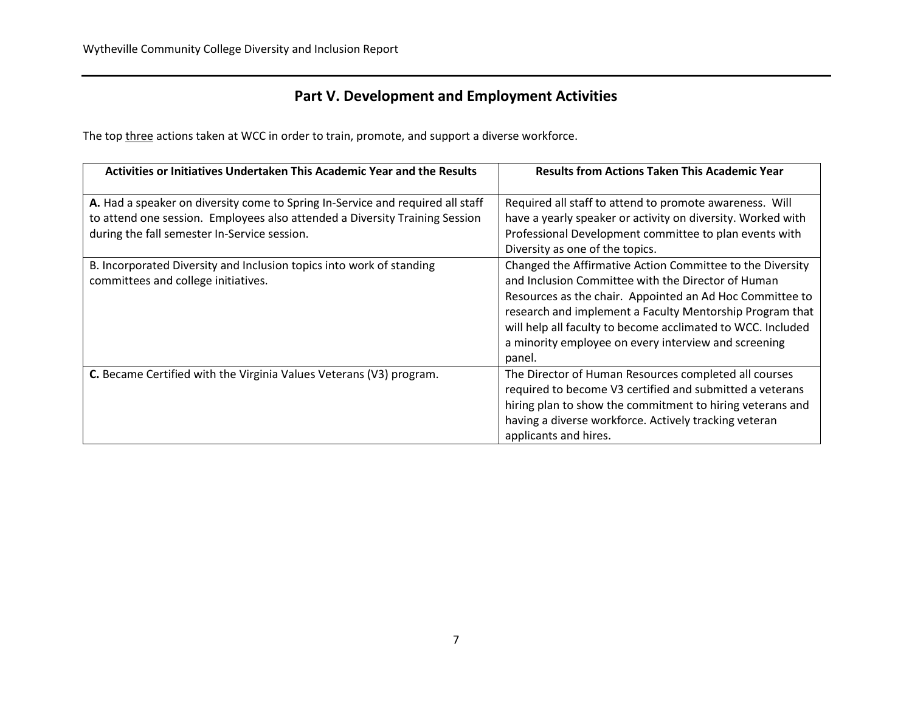## Part V. Development and Employment Activities

The top three actions taken at WCC in order to train, promote, and support a diverse workforce.

| Activities or Initiatives Undertaken This Academic Year and the Results | Results from Actions Taken This Academic Year |
|---|---|
| **A.** Had a speaker on diversity come to Spring In-Service and required all staff to attend one session. Employees also attended a Diversity Training Session during the fall semester In-Service session. | Required all staff to attend to promote awareness. Will have a yearly speaker or activity on diversity. Worked with Professional Development committee to plan events with Diversity as one of the topics. |
| B. Incorporated Diversity and Inclusion topics into work of standing committees and college initiatives. | Changed the Affirmative Action Committee to the Diversity and Inclusion Committee with the Director of Human Resources as the chair. Appointed an Ad Hoc Committee to research and implement a Faculty Mentorship Program that will help all faculty to become acclimated to WCC. Included a minority employee on every interview and screening panel. |
| **C.** Became Certified with the Virginia Values Veterans (V3) program. | The Director of Human Resources completed all courses required to become V3 certified and submitted a veterans hiring plan to show the commitment to hiring veterans and having a diverse workforce. Actively tracking veteran applicants and hires. |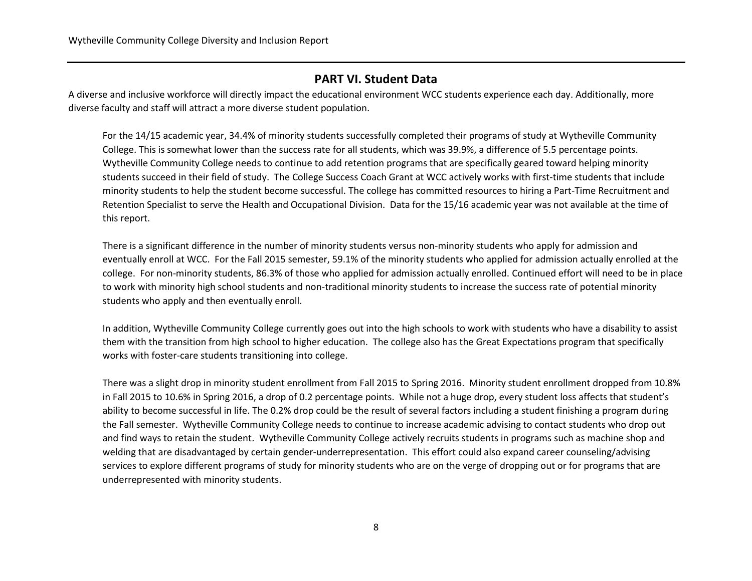## PART VI. Student Data

A diverse and inclusive workforce will directly impact the educational environment WCC students experience each day. Additionally, more diverse faculty and staff will attract a more diverse student population.

For the 14/15 academic year, 34.4% of minority students successfully completed their programs of study at Wytheville Community College. This is somewhat lower than the success rate for all students, which was 39.9%, a difference of 5.5 percentage points. Wytheville Community College needs to continue to add retention programs that are specifically geared toward helping minority students succeed in their field of study. The College Success Coach Grant at WCC actively works with first-time students that include minority students to help the student become successful. The college has committed resources to hiring a Part-Time Recruitment and Retention Specialist to serve the Health and Occupational Division. Data for the 15/16 academic year was not available at the time of this report.

There is a significant difference in the number of minority students versus non-minority students who apply for admission and eventually enroll at WCC. For the Fall 2015 semester, 59.1% of the minority students who applied for admission actually enrolled at the college. For non-minority students, 86.3% of those who applied for admission actually enrolled. Continued effort will need to be in place to work with minority high school students and non-traditional minority students to increase the success rate of potential minority students who apply and then eventually enroll.

In addition, Wytheville Community College currently goes out into the high schools to work with students who have a disability to assist them with the transition from high school to higher education. The college also has the Great Expectations program that specifically works with foster-care students transitioning into college.

There was a slight drop in minority student enrollment from Fall 2015 to Spring 2016. Minority student enrollment dropped from 10.8% in Fall 2015 to 10.6% in Spring 2016, a drop of 0.2 percentage points. While not a huge drop, every student loss affects that student's ability to become successful in life. The 0.2% drop could be the result of several factors including a student finishing a program during the Fall semester. Wytheville Community College needs to continue to increase academic advising to contact students who drop out and find ways to retain the student. Wytheville Community College actively recruits students in programs such as machine shop and welding that are disadvantaged by certain gender-underrepresentation. This effort could also expand career counseling/advising services to explore different programs of study for minority students who are on the verge of dropping out or for programs that are underrepresented with minority students.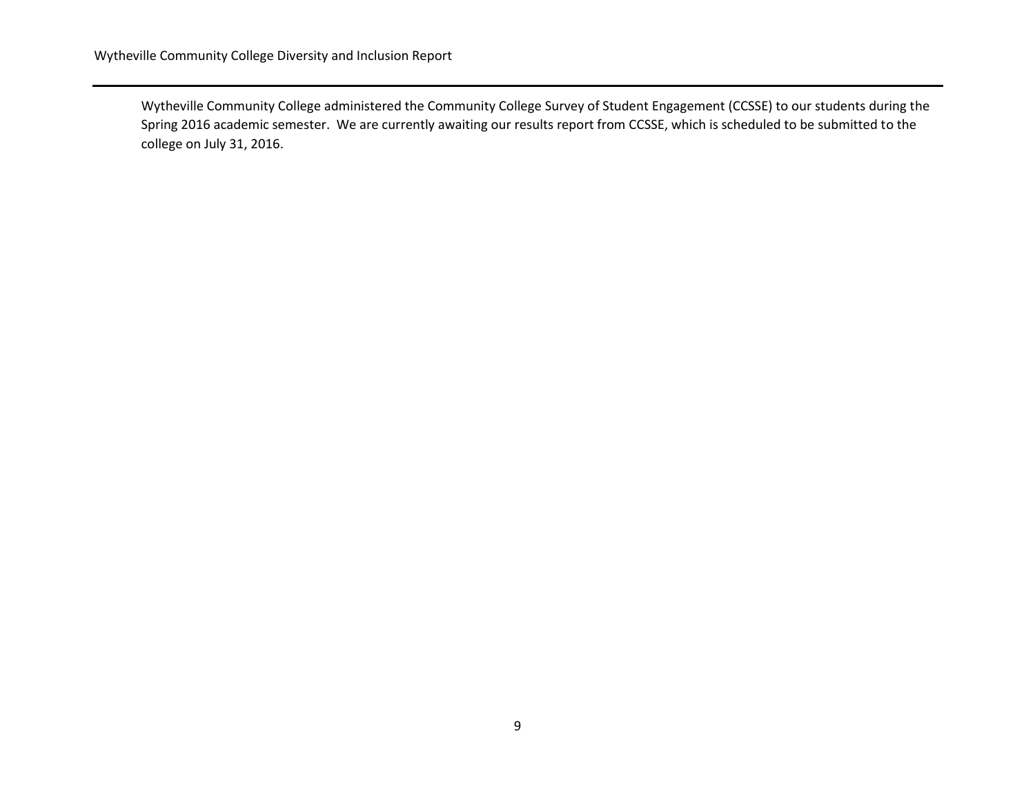Wytheville Community College administered the Community College Survey of Student Engagement (CCSSE) to our students during the Spring 2016 academic semester. We are currently awaiting our results report from CCSSE, which is scheduled to be submitted to the college on July 31, 2016.